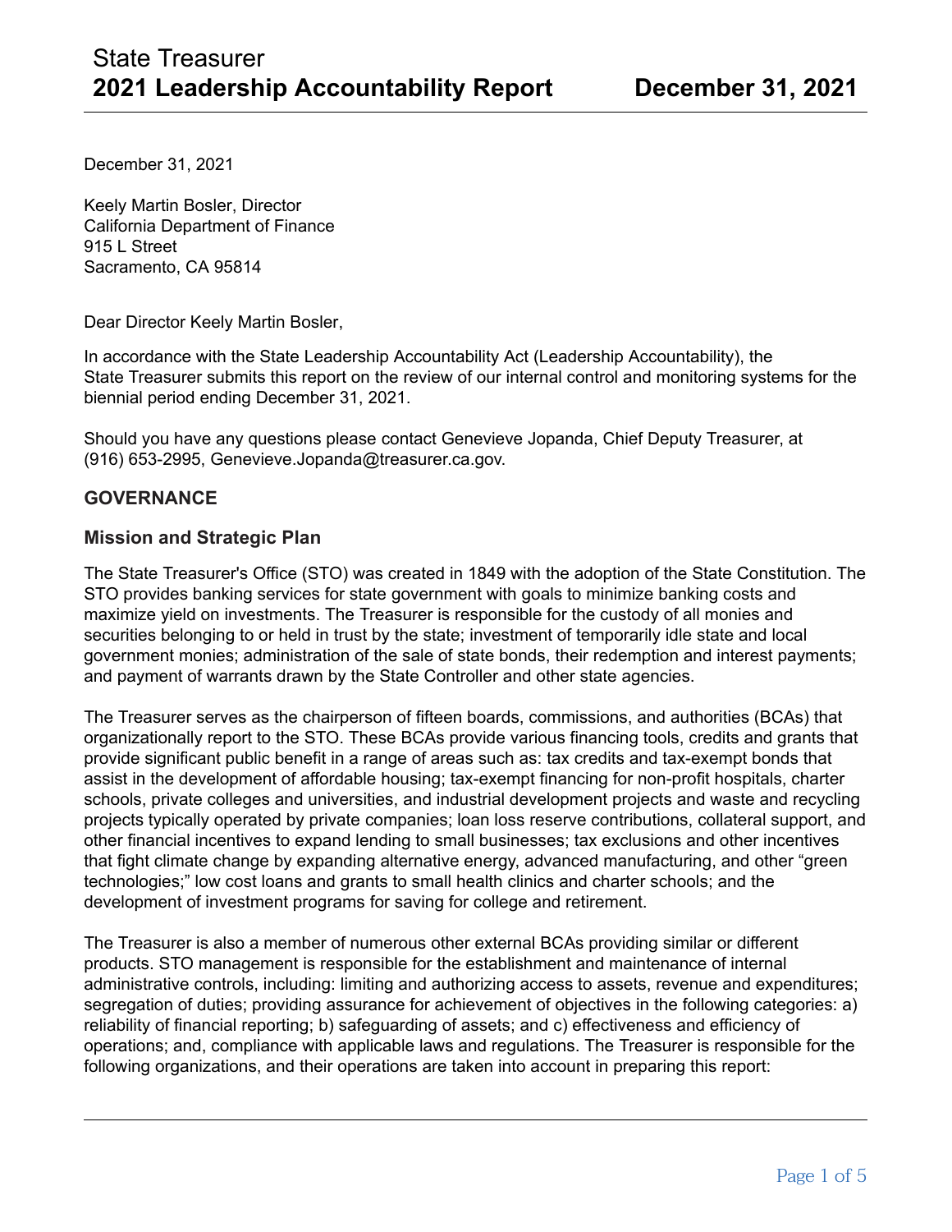December 31, 2021

Keely Martin Bosler, Director
California Department of Finance
915 L Street
Sacramento, CA 95814

Dear Director Keely Martin Bosler,

In accordance with the State Leadership Accountability Act (Leadership Accountability), the State Treasurer submits this report on the review of our internal control and monitoring systems for the biennial period ending December 31, 2021.

Should you have any questions please contact Genevieve Jopanda, Chief Deputy Treasurer, at (916) 653-2995, Genevieve.Jopanda@treasurer.ca.gov.

## GOVERNANCE

### Mission and Strategic Plan

The State Treasurer's Office (STO) was created in 1849 with the adoption of the State Constitution. The STO provides banking services for state government with goals to minimize banking costs and maximize yield on investments. The Treasurer is responsible for the custody of all monies and securities belonging to or held in trust by the state; investment of temporarily idle state and local government monies; administration of the sale of state bonds, their redemption and interest payments; and payment of warrants drawn by the State Controller and other state agencies.

The Treasurer serves as the chairperson of fifteen boards, commissions, and authorities (BCAs) that organizationally report to the STO. These BCAs provide various financing tools, credits and grants that provide significant public benefit in a range of areas such as: tax credits and tax-exempt bonds that assist in the development of affordable housing; tax-exempt financing for non-profit hospitals, charter schools, private colleges and universities, and industrial development projects and waste and recycling projects typically operated by private companies; loan loss reserve contributions, collateral support, and other financial incentives to expand lending to small businesses; tax exclusions and other incentives that fight climate change by expanding alternative energy, advanced manufacturing, and other "green technologies;" low cost loans and grants to small health clinics and charter schools; and the development of investment programs for saving for college and retirement.

The Treasurer is also a member of numerous other external BCAs providing similar or different products. STO management is responsible for the establishment and maintenance of internal administrative controls, including: limiting and authorizing access to assets, revenue and expenditures; segregation of duties; providing assurance for achievement of objectives in the following categories: a) reliability of financial reporting; b) safeguarding of assets; and c) effectiveness and efficiency of operations; and, compliance with applicable laws and regulations. The Treasurer is responsible for the following organizations, and their operations are taken into account in preparing this report: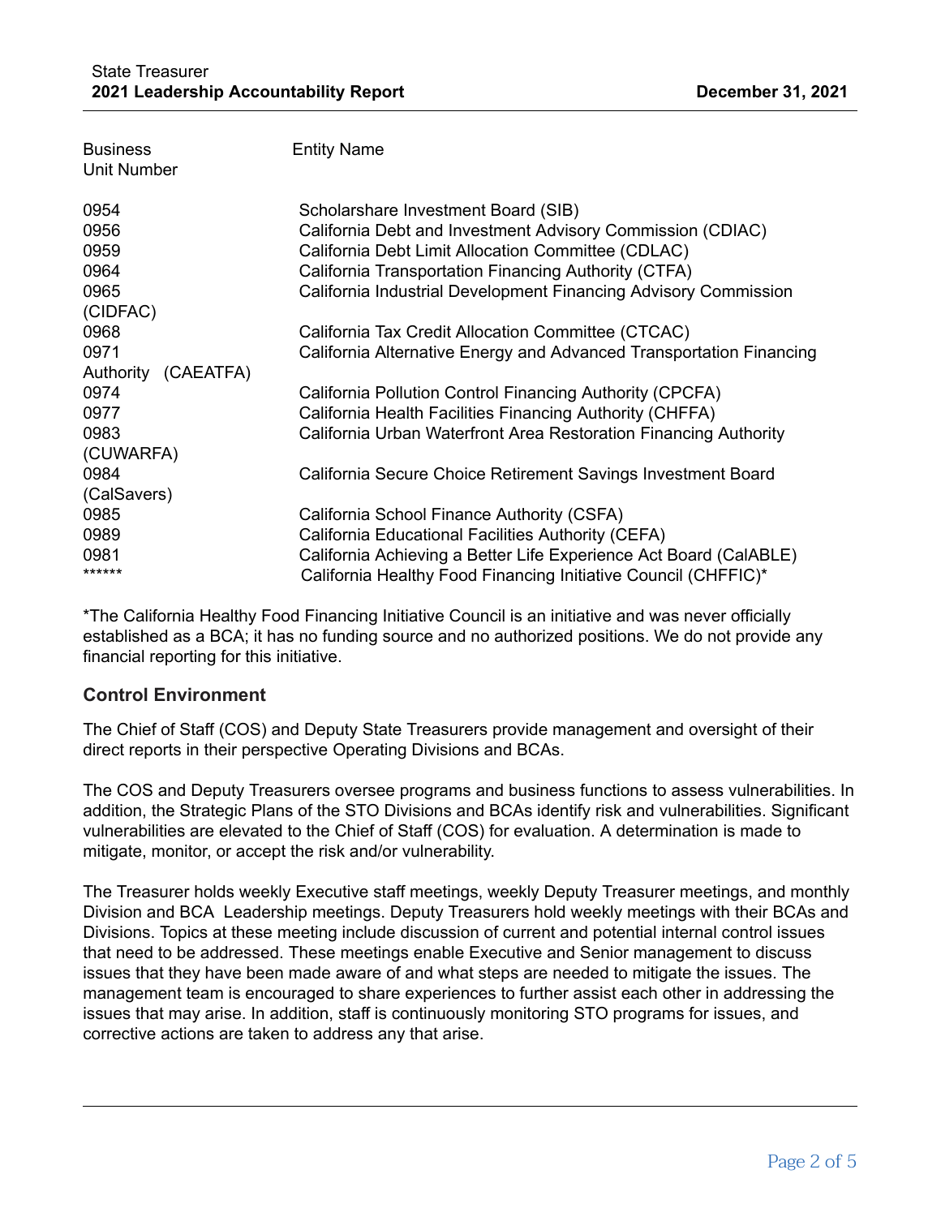| Business Unit Number | Entity Name |
| --- | --- |
| 0954 | Scholarshare Investment Board (SIB) |
| 0956 | California Debt and Investment Advisory Commission (CDIAC) |
| 0959 | California Debt Limit Allocation Committee (CDLAC) |
| 0964 | California Transportation Financing Authority (CTFA) |
| 0965 | California Industrial Development Financing Advisory Commission (CIDFAC) |
| 0968 | California Tax Credit Allocation Committee (CTCAC) |
| 0971 | California Alternative Energy and Advanced Transportation Financing Authority (CAEATFA) |
| 0974 | California Pollution Control Financing Authority (CPCFA) |
| 0977 | California Health Facilities Financing Authority (CHFFA) |
| 0983 | California Urban Waterfront Area Restoration Financing Authority (CUWARFA) |
| 0984 | California Secure Choice Retirement Savings Investment Board (CalSavers) |
| 0985 | California School Finance Authority (CSFA) |
| 0989 | California Educational Facilities Authority (CEFA) |
| 0981 | California Achieving a Better Life Experience Act Board (CalABLE) |
| ****** | California Healthy Food Financing Initiative Council (CHFFIC)* |

*The California Healthy Food Financing Initiative Council is an initiative and was never officially established as a BCA; it has no funding source and no authorized positions. We do not provide any financial reporting for this initiative.

## Control Environment

The Chief of Staff (COS) and Deputy State Treasurers provide management and oversight of their direct reports in their perspective Operating Divisions and BCAs.

The COS and Deputy Treasurers oversee programs and business functions to assess vulnerabilities. In addition, the Strategic Plans of the STO Divisions and BCAs identify risk and vulnerabilities. Significant vulnerabilities are elevated to the Chief of Staff (COS) for evaluation. A determination is made to mitigate, monitor, or accept the risk and/or vulnerability.

The Treasurer holds weekly Executive staff meetings, weekly Deputy Treasurer meetings, and monthly Division and BCA Leadership meetings. Deputy Treasurers hold weekly meetings with their BCAs and Divisions. Topics at these meeting include discussion of current and potential internal control issues that need to be addressed. These meetings enable Executive and Senior management to discuss issues that they have been made aware of and what steps are needed to mitigate the issues. The management team is encouraged to share experiences to further assist each other in addressing the issues that may arise. In addition, staff is continuously monitoring STO programs for issues, and corrective actions are taken to address any that arise.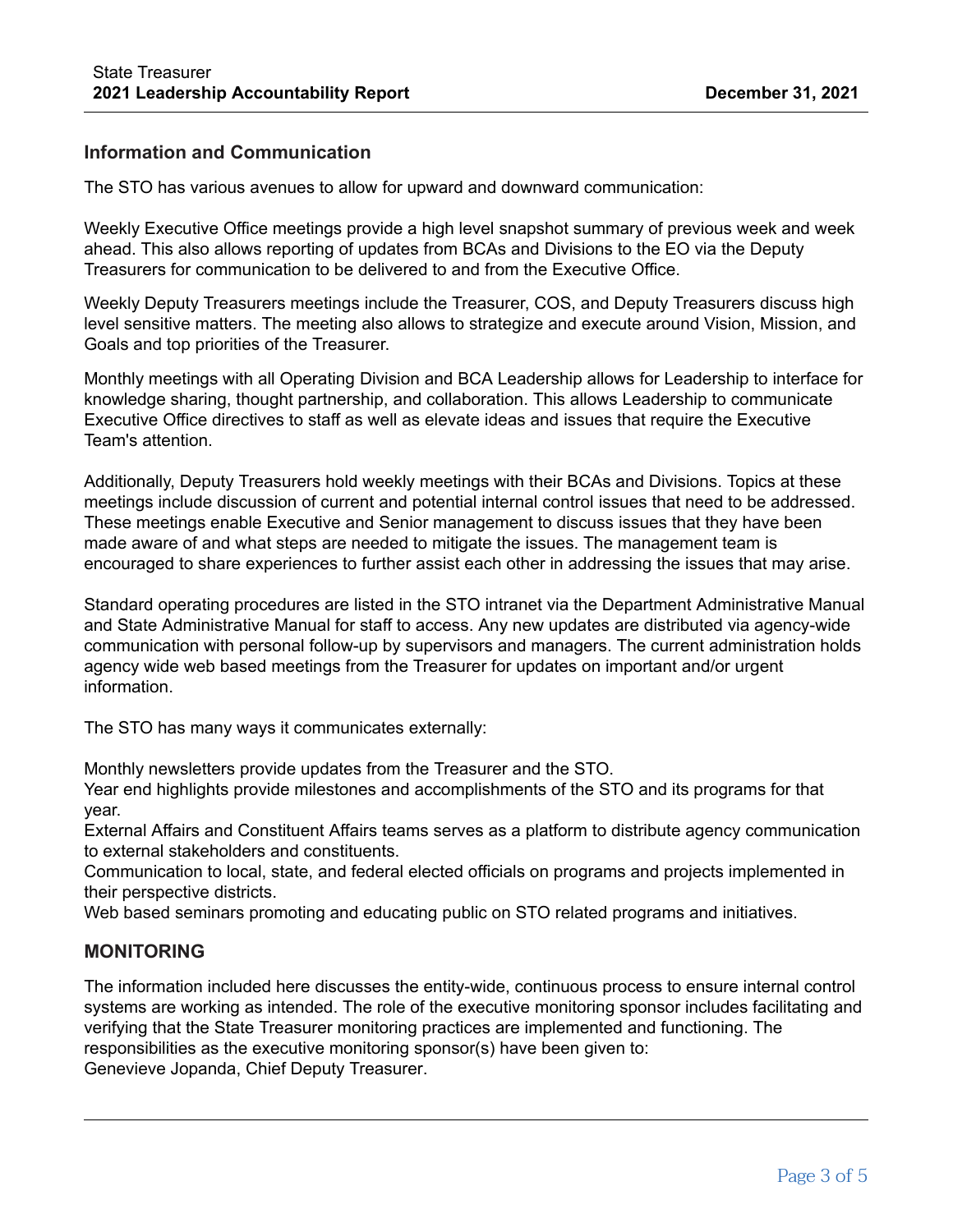## Information and Communication

The STO has various avenues to allow for upward and downward communication:

Weekly Executive Office meetings provide a high level snapshot summary of previous week and week ahead. This also allows reporting of updates from BCAs and Divisions to the EO via the Deputy Treasurers for communication to be delivered to and from the Executive Office.

Weekly Deputy Treasurers meetings include the Treasurer, COS, and Deputy Treasurers discuss high level sensitive matters. The meeting also allows to strategize and execute around Vision, Mission, and Goals and top priorities of the Treasurer.

Monthly meetings with all Operating Division and BCA Leadership allows for Leadership to interface for knowledge sharing, thought partnership, and collaboration. This allows Leadership to communicate Executive Office directives to staff as well as elevate ideas and issues that require the Executive Team's attention.

Additionally, Deputy Treasurers hold weekly meetings with their BCAs and Divisions. Topics at these meetings include discussion of current and potential internal control issues that need to be addressed. These meetings enable Executive and Senior management to discuss issues that they have been made aware of and what steps are needed to mitigate the issues. The management team is encouraged to share experiences to further assist each other in addressing the issues that may arise.

Standard operating procedures are listed in the STO intranet via the Department Administrative Manual and State Administrative Manual for staff to access. Any new updates are distributed via agency-wide communication with personal follow-up by supervisors and managers. The current administration holds agency wide web based meetings from the Treasurer for updates on important and/or urgent information.

The STO has many ways it communicates externally:

Monthly newsletters provide updates from the Treasurer and the STO.
Year end highlights provide milestones and accomplishments of the STO and its programs for that year.
External Affairs and Constituent Affairs teams serves as a platform to distribute agency communication to external stakeholders and constituents.
Communication to local, state, and federal elected officials on programs and projects implemented in their perspective districts.
Web based seminars promoting and educating public on STO related programs and initiatives.

## MONITORING

The information included here discusses the entity-wide, continuous process to ensure internal control systems are working as intended. The role of the executive monitoring sponsor includes facilitating and verifying that the State Treasurer monitoring practices are implemented and functioning. The responsibilities as the executive monitoring sponsor(s) have been given to:
Genevieve Jopanda, Chief Deputy Treasurer.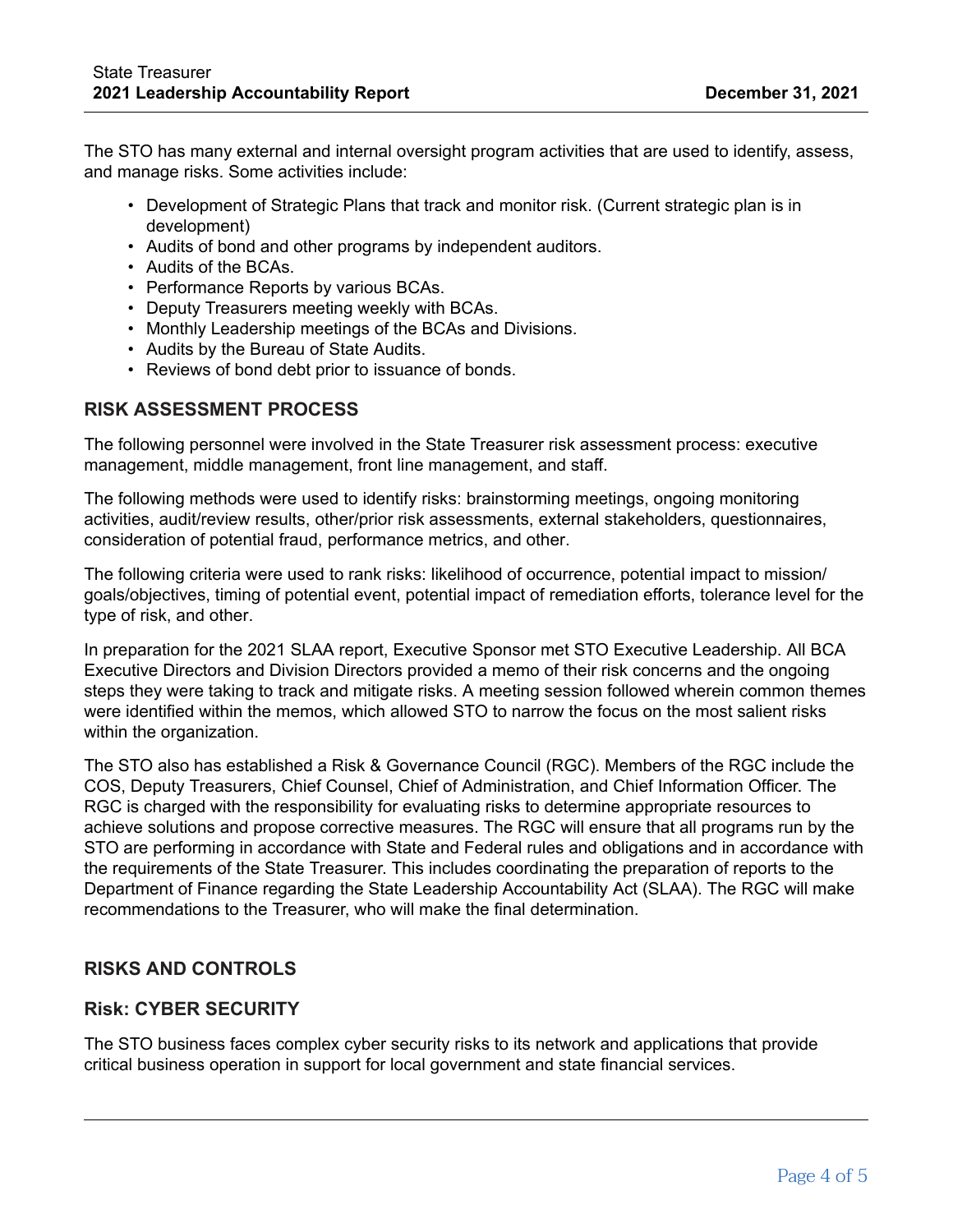The STO has many external and internal oversight program activities that are used to identify, assess, and manage risks. Some activities include:

- Development of Strategic Plans that track and monitor risk. (Current strategic plan is in development)
- Audits of bond and other programs by independent auditors.
- Audits of the BCAs.
- Performance Reports by various BCAs.
- Deputy Treasurers meeting weekly with BCAs.
- Monthly Leadership meetings of the BCAs and Divisions.
- Audits by the Bureau of State Audits.
- Reviews of bond debt prior to issuance of bonds.

## RISK ASSESSMENT PROCESS

The following personnel were involved in the State Treasurer risk assessment process: executive management, middle management, front line management, and staff.

The following methods were used to identify risks: brainstorming meetings, ongoing monitoring activities, audit/review results, other/prior risk assessments, external stakeholders, questionnaires, consideration of potential fraud, performance metrics, and other.

The following criteria were used to rank risks: likelihood of occurrence, potential impact to mission/goals/objectives, timing of potential event, potential impact of remediation efforts, tolerance level for the type of risk, and other.

In preparation for the 2021 SLAA report, Executive Sponsor met STO Executive Leadership. All BCA Executive Directors and Division Directors provided a memo of their risk concerns and the ongoing steps they were taking to track and mitigate risks. A meeting session followed wherein common themes were identified within the memos, which allowed STO to narrow the focus on the most salient risks within the organization.

The STO also has established a Risk & Governance Council (RGC). Members of the RGC include the COS, Deputy Treasurers, Chief Counsel, Chief of Administration, and Chief Information Officer. The RGC is charged with the responsibility for evaluating risks to determine appropriate resources to achieve solutions and propose corrective measures. The RGC will ensure that all programs run by the STO are performing in accordance with State and Federal rules and obligations and in accordance with the requirements of the State Treasurer. This includes coordinating the preparation of reports to the Department of Finance regarding the State Leadership Accountability Act (SLAA). The RGC will make recommendations to the Treasurer, who will make the final determination.

## RISKS AND CONTROLS

### Risk: CYBER SECURITY

The STO business faces complex cyber security risks to its network and applications that provide critical business operation in support for local government and state financial services.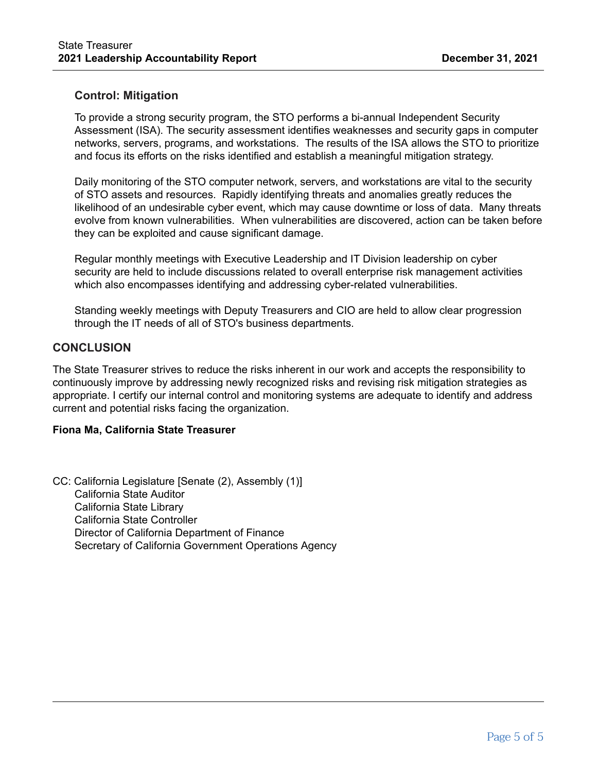### Control: Mitigation

To provide a strong security program, the STO performs a bi-annual Independent Security Assessment (ISA). The security assessment identifies weaknesses and security gaps in computer networks, servers, programs, and workstations. The results of the ISA allows the STO to prioritize and focus its efforts on the risks identified and establish a meaningful mitigation strategy.

Daily monitoring of the STO computer network, servers, and workstations are vital to the security of STO assets and resources. Rapidly identifying threats and anomalies greatly reduces the likelihood of an undesirable cyber event, which may cause downtime or loss of data. Many threats evolve from known vulnerabilities. When vulnerabilities are discovered, action can be taken before they can be exploited and cause significant damage.

Regular monthly meetings with Executive Leadership and IT Division leadership on cyber security are held to include discussions related to overall enterprise risk management activities which also encompasses identifying and addressing cyber-related vulnerabilities.

Standing weekly meetings with Deputy Treasurers and CIO are held to allow clear progression through the IT needs of all of STO's business departments.

## CONCLUSION

The State Treasurer strives to reduce the risks inherent in our work and accepts the responsibility to continuously improve by addressing newly recognized risks and revising risk mitigation strategies as appropriate. I certify our internal control and monitoring systems are adequate to identify and address current and potential risks facing the organization.

**Fiona Ma, California State Treasurer**

CC: California Legislature [Senate (2), Assembly (1)]
California State Auditor
California State Library
California State Controller
Director of California Department of Finance
Secretary of California Government Operations Agency